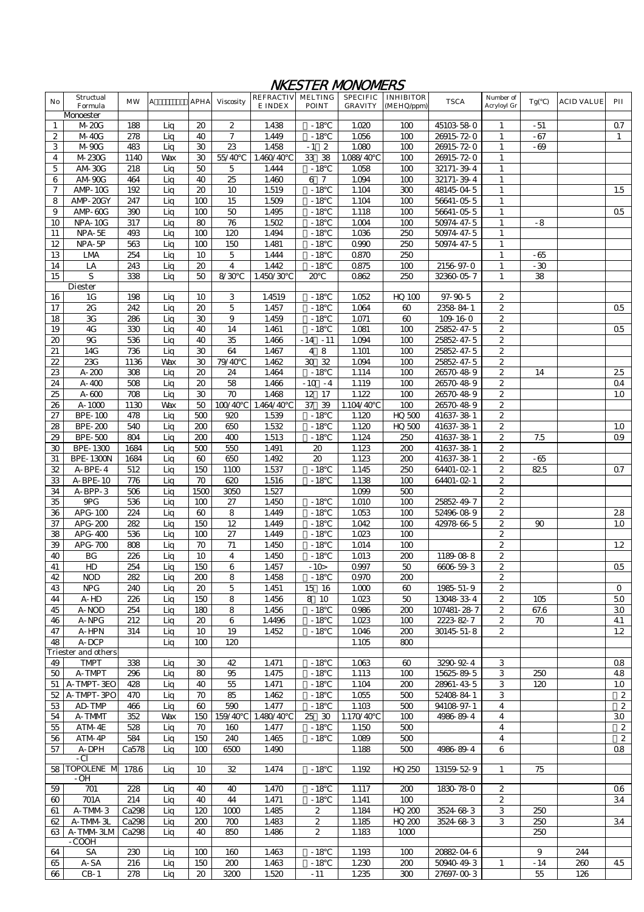# NKESTER MONOMERS

| No | Structual Formula | MW | A | APHA | Viscosity | REFRACTIVE INDEX | MELTING POINT | SPECIFIC GRAVITY | INHIBITOR (MEHQ/ppm) | TSCA | Number of Acryloyl Gr | Tg(℃) | ACID VALUE | PII |
|---|---|---|---|---|---|---|---|---|---|---|---|---|---|---|
| | Monoester | | | | | | | | | | | | | |
| 1 | M-20G | 188 | Liq | 20 | 2 | 1.438 | -18℃ | 1.020 | 100 | 45103-58-0 | 1 | -51 | | 0.7 |
| 2 | M-40G | 278 | Liq | 40 | 7 | 1.449 | -18℃ | 1.056 | 100 | 26915-72-0 | 1 | -67 | | 1 |
| 3 | M-90G | 483 | Liq | 30 | 23 | 1.458 | -1 2 | 1.080 | 100 | 26915-72-0 | 1 | -69 | | |
| 4 | M-230G | 1140 | Wax | 30 | 55/40℃ | 1.460/40℃ | 33 38 | 1.088/40℃ | 100 | 26915-72-0 | 1 | | | |
| 5 | AM-30G | 218 | Liq | 50 | 5 | 1.444 | -18℃ | 1.058 | 100 | 32171-39-4 | 1 | | | |
| 6 | AM-90G | 464 | Liq | 40 | 25 | 1.460 | 6 7 | 1.094 | 100 | 32171-39-4 | 1 | | | |
| 7 | AMP-10G | 192 | Liq | 20 | 10 | 1.519 | -18℃ | 1.104 | 300 | 48145-04-5 | 1 | | | 1.5 |
| 8 | AMP-20GY | 247 | Liq | 100 | 15 | 1.509 | -18℃ | 1.104 | 100 | 56641-05-5 | 1 | | | |
| 9 | AMP-60G | 390 | Liq | 100 | 50 | 1.495 | -18℃ | 1.118 | 100 | 56641-05-5 | 1 | | | 0.5 |
| 10 | NPA-10G | 317 | Liq | 80 | 76 | 1.502 | -18℃ | 1.004 | 100 | 50974-47-5 | 1 | -8 | | |
| 11 | NPA-5E | 493 | Liq | 100 | 120 | 1.494 | -18℃ | 1.036 | 250 | 50974-47-5 | 1 | | | |
| 12 | NPA-5P | 563 | Liq | 100 | 150 | 1.481 | -18℃ | 0.990 | 250 | 50974-47-5 | 1 | | | |
| 13 | LMA | 254 | Liq | 10 | 5 | 1.444 | -18℃ | 0.870 | 250 | | 1 | -65 | | |
| 14 | LA | 243 | Liq | 20 | 4 | 1.442 | -18℃ | 0.875 | 100 | 2156-97-0 | 1 | -30 | | |
| 15 | S | 338 | Liq | 50 | 8/30℃ | 1.450/30℃ | 20℃ | 0.862 | 250 | 32360-05-7 | 1 | 38 | | |
| | Diester | | | | | | | | | | | | | |
| 16 | 1G | 198 | Liq | 10 | 3 | 1.4519 | -18℃ | 1.052 | HQ 100 | 97-90-5 | 2 | | | |
| 17 | 2G | 242 | Liq | 20 | 5 | 1.457 | -18℃ | 1.064 | 60 | 2358-84-1 | 2 | | | 0.5 |
| 18 | 3G | 286 | Liq | 30 | 9 | 1.459 | -18℃ | 1.071 | 60 | 109-16-0 | 2 | | | |
| 19 | 4G | 330 | Liq | 40 | 14 | 1.461 | -18℃ | 1.081 | 100 | 25852-47-5 | 2 | | | 0.5 |
| 20 | 9G | 536 | Liq | 40 | 35 | 1.466 | -14 -11 | 1.094 | 100 | 25852-47-5 | 2 | | | |
| 21 | 14G | 736 | Liq | 30 | 64 | 1.467 | 4 8 | 1.101 | 100 | 25852-47-5 | 2 | | | |
| 22 | 23G | 1136 | Wax | 30 | 79/40℃ | 1.462 | 30 32 | 1.094 | 100 | 25852-47-5 | 2 | | | |
| 23 | A-200 | 308 | Liq | 20 | 24 | 1.464 | -18℃ | 1.114 | 100 | 26570-48-9 | 2 | 14 | | 2.5 |
| 24 | A-400 | 508 | Liq | 20 | 58 | 1.466 | -10 -4 | 1.119 | 100 | 26570-48-9 | 2 | | | 0.4 |
| 25 | A-600 | 708 | Liq | 30 | 70 | 1.468 | 12 17 | 1.122 | 100 | 26570-48-9 | 2 | | | 1.0 |
| 26 | A-1000 | 1130 | Wax | 50 | 100/40℃ | 1.464/40℃ | 37 39 | 1.104/40℃ | 100 | 26570-48-9 | 2 | | | |
| 27 | BPE-100 | 478 | Liq | 500 | 920 | 1.539 | -18℃ | 1.120 | HQ 500 | 41637-38-1 | 2 | | | |
| 28 | BPE-200 | 540 | Liq | 200 | 650 | 1.532 | -18℃ | 1.120 | HQ 500 | 41637-38-1 | 2 | | | 1.0 |
| 29 | BPE-500 | 804 | Liq | 200 | 400 | 1.513 | -18℃ | 1.124 | 250 | 41637-38-1 | 2 | 7.5 | | 0.9 |
| 30 | BPE-1300 | 1684 | Liq | 500 | 550 | 1.491 | 20 | 1.123 | 200 | 41637-38-1 | 2 | | | |
| 31 | BPE-1300N | 1684 | Liq | 60 | 650 | 1.492 | 20 | 1.123 | 200 | 41637-38-1 | 2 | -65 | | |
| 32 | A-BPE-4 | 512 | Liq | 150 | 1100 | 1.537 | -18℃ | 1.145 | 250 | 64401-02-1 | 2 | 82.5 | | 0.7 |
| 33 | A-BPE-10 | 776 | Liq | 70 | 620 | 1.516 | -18℃ | 1.138 | 100 | 64401-02-1 | 2 | | | |
| 34 | A-BPP-3 | 506 | Liq | 1500 | 3050 | 1.527 | | 1.099 | 500 | | 2 | | | |
| 35 | 9PG | 536 | Liq | 100 | 27 | 1.450 | -18℃ | 1.010 | 100 | 25852-49-7 | 2 | | | |
| 36 | APG-100 | 224 | Liq | 60 | 8 | 1.449 | -18℃ | 1.053 | 100 | 52496-08-9 | 2 | | | 2.8 |
| 37 | APG-200 | 282 | Liq | 150 | 12 | 1.449 | -18℃ | 1.042 | 100 | 42978-66-5 | 2 | 90 | | 1.0 |
| 38 | APG-400 | 536 | Liq | 100 | 27 | 1.449 | -18℃ | 1.023 | 100 | | 2 | | | |
| 39 | APG-700 | 808 | Liq | 70 | 71 | 1.450 | -18℃ | 1.014 | 100 | | 2 | | | 1.2 |
| 40 | BG | 226 | Liq | 10 | 4 | 1.450 | -18℃ | 1.013 | 200 | 1189-08-8 | 2 | | | |
| 41 | HD | 254 | Liq | 150 | 6 | 1.457 | -10> | 0.997 | 50 | 6606-59-3 | 2 | | | 0.5 |
| 42 | NOD | 282 | Liq | 200 | 8 | 1.458 | -18℃ | 0.970 | 200 | | 2 | | | |
| 43 | NPG | 240 | Liq | 20 | 5 | 1.451 | 15 16 | 1.000 | 60 | 1985-51-9 | 2 | | | 0 |
| 44 | A-HD | 226 | Liq | 150 | 8 | 1.456 | 8 10 | 1.023 | 50 | 13048-33-4 | 2 | 105 | | 5.0 |
| 45 | A-NOD | 254 | Liq | 180 | 8 | 1.456 | -18℃ | 0.986 | 200 | 107481-28-7 | 2 | 67.6 | | 3.0 |
| 46 | A-NPG | 212 | Liq | 20 | 6 | 1.4496 | -18℃ | 1.023 | 100 | 2223-82-7 | 2 | 70 | | 4.1 |
| 47 | A-HPN | 314 | Liq | 10 | 19 | 1.452 | -18℃ | 1.046 | 200 | 30145-51-8 | 2 | | | 1.2 |
| 48 | A-DCP | | Liq | 100 | 120 | | | 1.105 | 800 | | | | | |
| | Triester and others | | | | | | | | | | | | | |
| 49 | TMPT | 338 | Liq | 30 | 42 | 1.471 | -18℃ | 1.063 | 60 | 3290-92-4 | 3 | | | 0.8 |
| 50 | A-TMPT | 296 | Liq | 80 | 95 | 1.475 | -18℃ | 1.113 | 100 | 15625-89-5 | 3 | 250 | | 4.8 |
| 51 | A-TMPT-3EO | 428 | Liq | 40 | 55 | 1.471 | -18℃ | 1.104 | 200 | 28961-43-5 | 3 | 120 | | 1.0 |
| 52 | A-TMPT-3PO | 470 | Liq | 70 | 85 | 1.462 | -18℃ | 1.055 | 500 | 52408-84-1 | 3 | | | 2 |
| 53 | AD-TMP | 466 | Liq | 60 | 590 | 1.477 | -18℃ | 1.103 | 500 | 94108-97-1 | 4 | | | 2 |
| 54 | A-TMMT | 352 | Wax | 150 | 159/40℃ | 1.480/40℃ | 25 30 | 1.170/40℃ | 100 | 4986-89-4 | 4 | | | 3.0 |
| 55 | ATM-4E | 528 | Liq | 70 | 160 | 1.477 | -18℃ | 1.150 | 500 | | 4 | | | 2 |
| 56 | ATM-4P | 584 | Liq | 150 | 240 | 1.465 | -18℃ | 1.089 | 500 | | 4 | | | 2 |
| 57 | A-DPH | Ca578 | Liq | 100 | 6500 | 1.490 | | 1.188 | 500 | 4986-89-4 | 6 | | | 0.8 |
| | -Cl | | | | | | | | | | | | | |
| 58 | TOPOLENE M | 178.6 | Liq | 10 | 32 | 1.474 | -18℃ | 1.192 | HQ 250 | 13159-52-9 | 1 | 75 | | |
| | -OH | | | | | | | | | | | | | |
| 59 | 701 | 228 | Liq | 40 | 40 | 1.470 | -18℃ | 1.117 | 200 | 1830-78-0 | 2 | | | 0.6 |
| 60 | 701A | 214 | Liq | 40 | 44 | 1.471 | -18℃ | 1.141 | 100 | | 2 | | | 3.4 |
| 61 | A-TMM-3 | Ca298 | Liq | 120 | 1000 | 1.485 | 2 | 1.184 | HQ 200 | 3524-68-3 | 3 | 250 | | |
| 62 | A-TMM-3L | Ca298 | Liq | 200 | 700 | 1.483 | 2 | 1.185 | HQ 200 | 3524-68-3 | 3 | 250 | | 3.4 |
| 63 | A-TMM-3LM | Ca298 | Liq | 40 | 850 | 1.486 | 2 | 1.183 | 1000 | | | 250 | | |
| | -COOH | | | | | | | | | | | | | |
| 64 | SA | 230 | Liq | 100 | 160 | 1.463 | -18℃ | 1.193 | 100 | 20882-04-6 | | 9 | 244 | |
| 65 | A-SA | 216 | Liq | 150 | 200 | 1.463 | -18℃ | 1.230 | 200 | 50940-49-3 | 1 | -14 | 260 | 4.5 |
| 66 | CB-1 | 278 | Liq | 20 | 3200 | 1.520 | -11 | 1.235 | 300 | 27697-00-3 | | 55 | 126 | |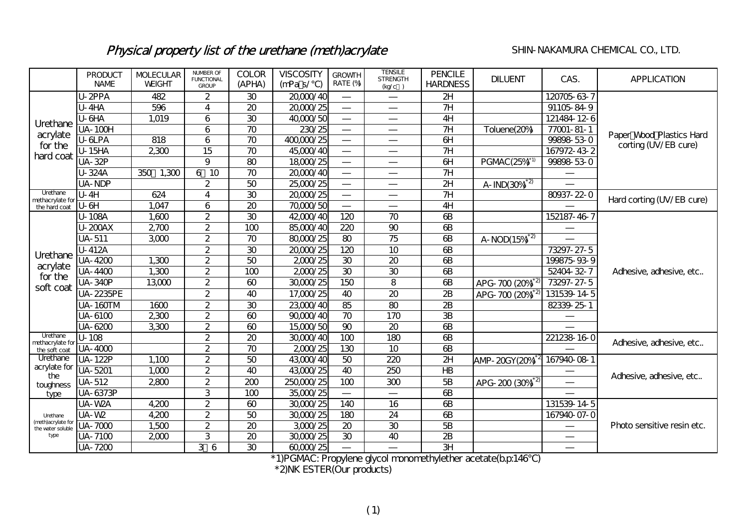# *Physical property list of the urethane (meth)acrylate*

SHIN-NAKAMURA CHEMICAL CO., LTD.

| | PRODUCT NAME | MOLECULAR WEIGHT | NUMBER OF FUNCTIONAL GROUP | COLOR (APHA) | VISCOSITY (mPa・s/°C) | GROWTH RATE (%) | TENSILE STRENGTH (kg/c㎡) | PENCILE HARDNESS | DILUENT | CAS. | APPLICATION |
|---|---|---|---|---|---|---|---|---|---|---|---|
| Urethane acrylate for the hard coat | U-2PPA | 482 | 2 | 30 | 20,000/40 | — | — | 2H | | 120705-63-7 | Paper・Wood・Plastics Hard corting (UV/EB cure) |
| | U-4HA | 596 | 4 | 20 | 20,000/25 | — | — | 7H | | 91105-84-9 | |
| | U-6HA | 1,019 | 6 | 30 | 40,000/50 | — | — | 4H | | 121484-12-6 | |
| | UA-100H | | 6 | 70 | 230/25 | — | — | 7H | Toluene(20%) | 77001-81-1 | |
| | U-6LPA | 818 | 6 | 70 | 400,000/25 | — | — | 6H | | 99898-53-0 | |
| | U-15HA | 2,300 | 15 | 70 | 45,000/40 | — | — | 7H | | 167972-43-2 | |
| | UA-32P | | 9 | 80 | 18,000/25 | — | — | 6H | PGMAC(25%)*1) | 99898-53-0 | |
| | U-324A | 350～1,300 | 6～10 | 70 | 20,000/40 | — | — | 7H | | — | |
| | UA-NDP | | 2 | 50 | 25,000/25 | — | — | 2H | A-IND(30%)*2) | — | |
| Urethane methacrylate for the hard coat | U-4H | 624 | 4 | 30 | 20,000/25 | — | — | 7H | | 80937-22-0 | Hard corting (UV/EB cure) |
| | U-6H | 1,047 | 6 | 20 | 70,000/50 | — | — | 4H | | — | |
| Urethane acrylate for the soft coat | U-108A | 1,600 | 2 | 30 | 42,000/40 | 120 | 70 | 6B | | 152187-46-7 | Adhesive, adhesive, etc.. |
| | U-200AX | 2,700 | 2 | 100 | 85,000/40 | 220 | 90 | 6B | | — | |
| | UA-511 | 3,000 | 2 | 70 | 80,000/25 | 80 | 75 | 6B | A-NOD(15%)*2) | — | |
| | U-412A | | 2 | 30 | 20,000/25 | 120 | 10 | 6B | | 73297-27-5 | |
| | UA-4200 | 1,300 | 2 | 50 | 2,000/25 | 30 | 20 | 6B | | 199875-93-9 | |
| | UA-4400 | 1,300 | 2 | 100 | 2,000/25 | 30 | 30 | 6B | | 52404-32-7 | |
| | UA-340P | 13,000 | 2 | 60 | 30,000/25 | 150 | 8 | 6B | APG-700 (20%)*2) | 73297-27-5 | |
| | UA-2235PE | | 2 | 40 | 17,000/25 | 40 | 20 | 2B | APG-700 (20%)*2) | 131539-14-5 | |
| | UA-160TM | 1600 | 2 | 30 | 23,000/40 | 85 | 80 | 2B | | 82339-25-1 | |
| | UA-6100 | 2,300 | 2 | 60 | 90,000/40 | 70 | 170 | 3B | | — | |
| | UA-6200 | 3,300 | 2 | 60 | 15,000/50 | 90 | 20 | 6B | | — | |
| Urethane methacrylate for the soft coat | U-108 | | 2 | 20 | 30,000/40 | 100 | 180 | 6B | | 221238-16-0 | Adhesive, adhesive, etc.. |
| | UA-4000 | | 2 | 70 | 2,000/25 | 130 | 10 | 6B | | — | |
| Urethane acrylate for the toughness type | UA-122P | 1,100 | 2 | 50 | 43,000/40 | 50 | 220 | 2H | AMP-20GY(20%)*2) | 167940-08-1 | Adhesive, adhesive, etc.. |
| | UA-5201 | 1,000 | 2 | 40 | 43,000/25 | 40 | 250 | HB | | — | |
| | UA-512 | 2,800 | 2 | 200 | 250,000/25 | 100 | 300 | 5B | APG-200 (30%)*2) | — | |
| | UA-6373P | | 3 | 100 | 35,000/25 | — | — | 6B | | — | |
| Urethane (meth)acrylate for the water soluble type | UA-W2A | 4,200 | 2 | 60 | 30,000/25 | 140 | 16 | 6B | | 131539-14-5 | Photo sensitive resin etc. |
| | UA-W2 | 4,200 | 2 | 50 | 30,000/25 | 180 | 24 | 6B | | 167940-07-0 | |
| | UA-7000 | 1,500 | 2 | 20 | 3,000/25 | 20 | 30 | 5B | | — | |
| | UA-7100 | 2,000 | 3 | 20 | 30,000/25 | 30 | 40 | 2B | | — | |
| | UA-7200 | | 3～6 | 30 | 60,000/25 | — | — | 3H | | — | |

*1)PGMAC: Propylene glycol monomethylether acetate(b.p:146°C)

*2)NK ESTER(Our products)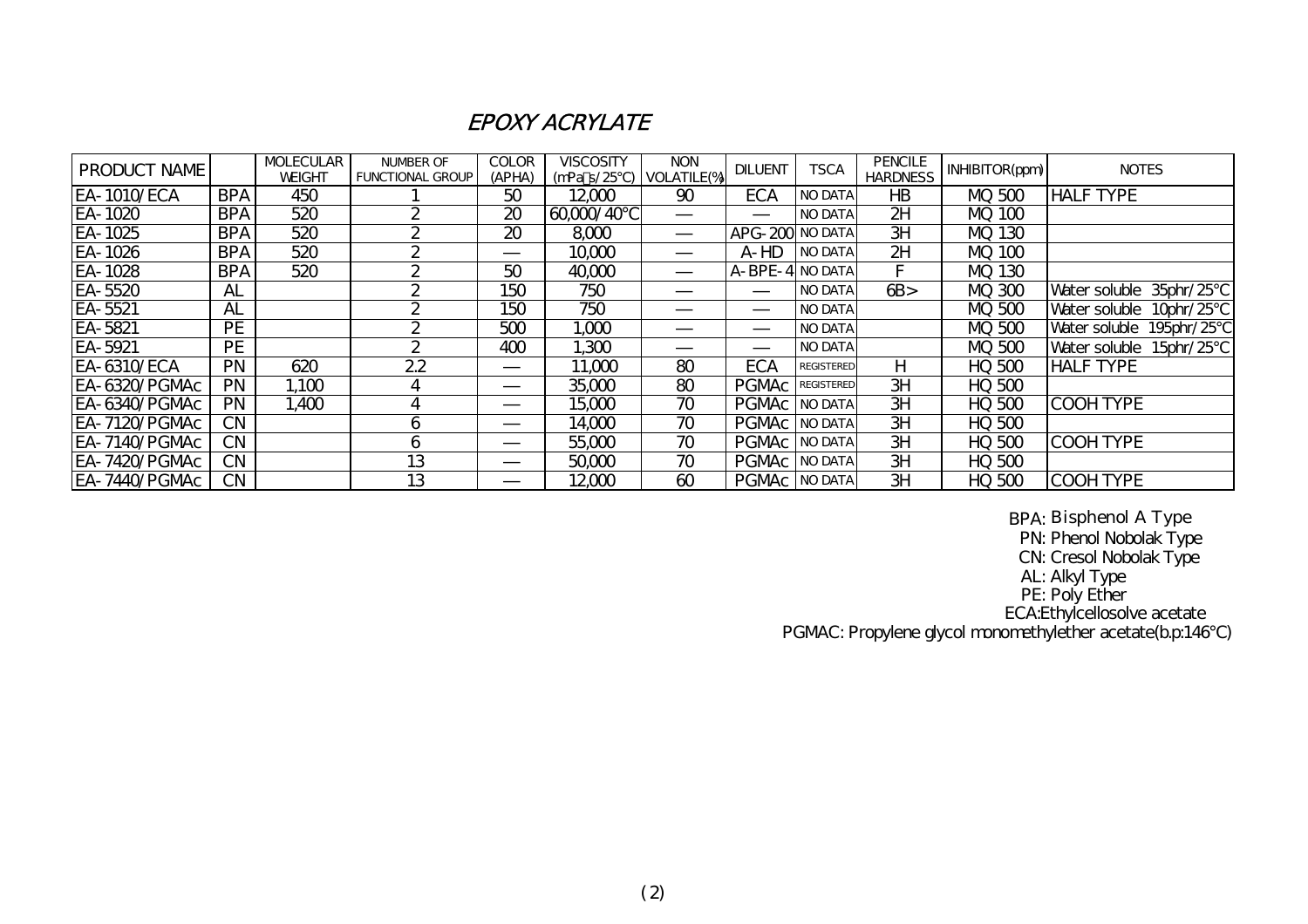## *EPOXY ACRYLATE*

| PRODUCT NAME | | MOLECULAR WEIGHT | NUMBER OF FUNCTIONAL GROUP | COLOR (APHA) | VISCOSITY (mPa・s/25°C) | NON VOLATILE(%) | DILUENT | TSCA | PENCILE HARDNESS | INHIBITOR(ppm) | NOTES |
|---|---|---|---|---|---|---|---|---|---|---|---|
| EA-1010/ECA | BPA | 450 | 1 | 50 | 12,000 | 90 | ECA | NO DATA | HB | MQ 500 | HALF TYPE |
| EA-1020 | BPA | 520 | 2 | 20 | 60,000/40°C | — | — | NO DATA | 2H | MQ 100 | |
| EA-1025 | BPA | 520 | 2 | 20 | 8,000 | — | APG-200 | NO DATA | 3H | MQ 130 | |
| EA-1026 | BPA | 520 | 2 | — | 10,000 | — | A-HD | NO DATA | 2H | MQ 100 | |
| EA-1028 | BPA | 520 | 2 | 50 | 40,000 | — | A-BPE-4 | NO DATA | F | MQ 130 | |
| EA-5520 | AL | | 2 | 150 | 750 | — | — | NO DATA | 6B> | MQ 300 | Water soluble 35phr/25°C |
| EA-5521 | AL | | 2 | 150 | 750 | — | — | NO DATA | | MQ 500 | Water soluble 10phr/25°C |
| EA-5821 | PE | | 2 | 500 | 1,000 | — | — | NO DATA | | MQ 500 | Water soluble 195phr/25°C |
| EA-5921 | PE | | 2 | 400 | 1,300 | — | — | NO DATA | | MQ 500 | Water soluble 15phr/25°C |
| EA-6310/ECA | PN | 620 | 2.2 | — | 11,000 | 80 | ECA | REGISTERED | H | HQ 500 | HALF TYPE |
| EA-6320/PGMAc | PN | 1,100 | 4 | — | 35,000 | 80 | PGMAc | REGISTERED | 3H | HQ 500 | |
| EA-6340/PGMAc | PN | 1,400 | 4 | — | 15,000 | 70 | PGMAc | NO DATA | 3H | HQ 500 | COOH TYPE |
| EA-7120/PGMAc | CN | | 6 | — | 14,000 | 70 | PGMAc | NO DATA | 3H | HQ 500 | |
| EA-7140/PGMAc | CN | | 6 | — | 55,000 | 70 | PGMAc | NO DATA | 3H | HQ 500 | COOH TYPE |
| EA-7420/PGMAc | CN | | 13 | — | 50,000 | 70 | PGMAc | NO DATA | 3H | HQ 500 | |
| EA-7440/PGMAc | CN | | 13 | — | 12,000 | 60 | PGMAc | NO DATA | 3H | HQ 500 | COOH TYPE |

BPA: Bisphenol A Type
PN: Phenol Nobolak Type
CN: Cresol Nobolak Type
AL: Alkyl Type
PE: Poly Ether
ECA:Ethylcellosolve acetate
PGMAC: Propylene glycol monomethylether acetate(b.p:146°C)